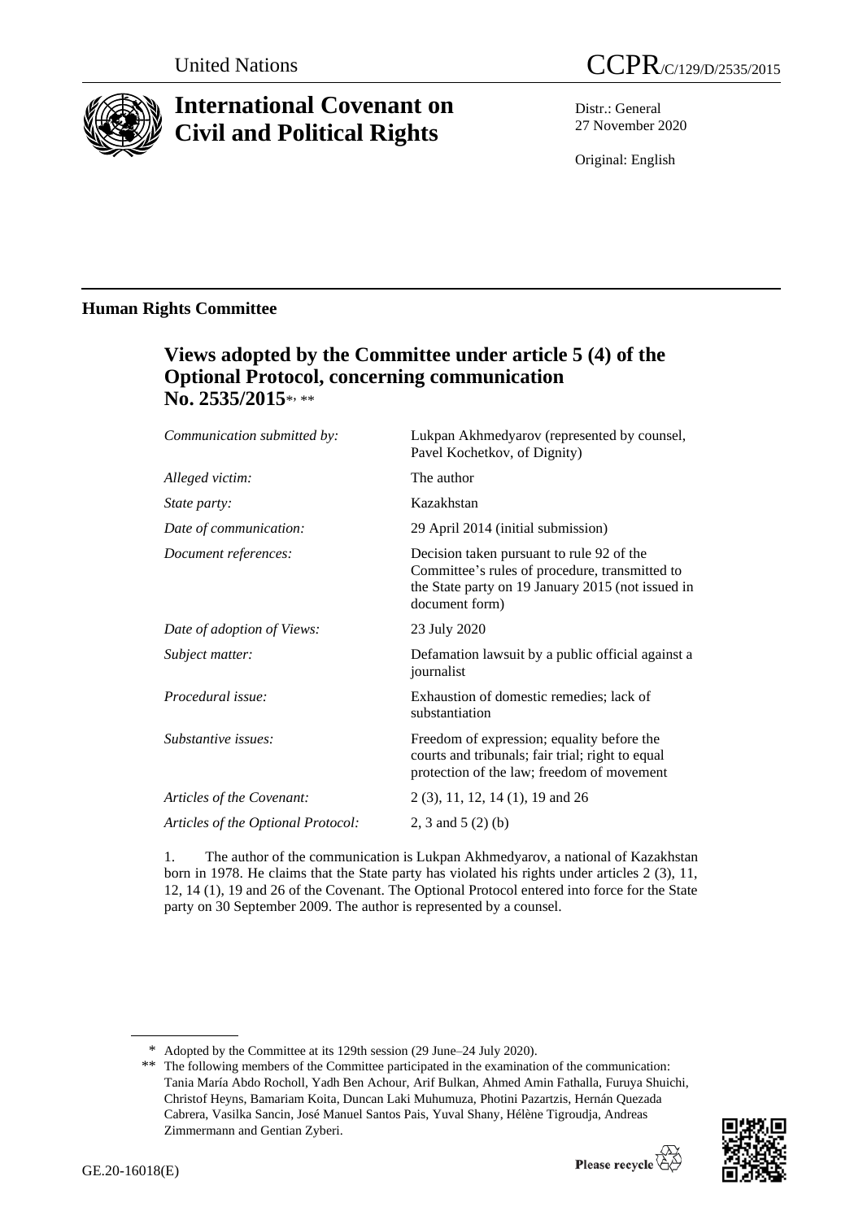United Nations

CCPR/C/129/D/2535/2015

# International Covenant on Civil and Political Rights

Distr.: General
27 November 2020

Original: English

## Human Rights Committee

### Views adopted by the Committee under article 5 (4) of the Optional Protocol, concerning communication No. 2535/2015*, **

| | |
|---|---|
| *Communication submitted by:* | Lukpan Akhmedyarov (represented by counsel, Pavel Kochetkov, of Dignity) |
| *Alleged victim:* | The author |
| *State party:* | Kazakhstan |
| *Date of communication:* | 29 April 2014 (initial submission) |
| *Document references:* | Decision taken pursuant to rule 92 of the Committee's rules of procedure, transmitted to the State party on 19 January 2015 (not issued in document form) |
| *Date of adoption of Views:* | 23 July 2020 |
| *Subject matter:* | Defamation lawsuit by a public official against a journalist |
| *Procedural issue:* | Exhaustion of domestic remedies; lack of substantiation |
| *Substantive issues:* | Freedom of expression; equality before the courts and tribunals; fair trial; right to equal protection of the law; freedom of movement |
| *Articles of the Covenant:* | 2 (3), 11, 12, 14 (1), 19 and 26 |
| *Articles of the Optional Protocol:* | 2, 3 and 5 (2) (b) |

1. The author of the communication is Lukpan Akhmedyarov, a national of Kazakhstan born in 1978. He claims that the State party has violated his rights under articles 2 (3), 11, 12, 14 (1), 19 and 26 of the Covenant. The Optional Protocol entered into force for the State party on 30 September 2009. The author is represented by a counsel.

\* Adopted by the Committee at its 129th session (29 June–24 July 2020).

\*\* The following members of the Committee participated in the examination of the communication: Tania María Abdo Rocholl, Yadh Ben Achour, Arif Bulkan, Ahmed Amin Fathalla, Furuya Shuichi, Christof Heyns, Bamariam Koita, Duncan Laki Muhumuza, Photini Pazartzis, Hernán Quezada Cabrera, Vasilka Sancin, José Manuel Santos Pais, Yuval Shany, Hélène Tigroudja, Andreas Zimmermann and Gentian Zyberi.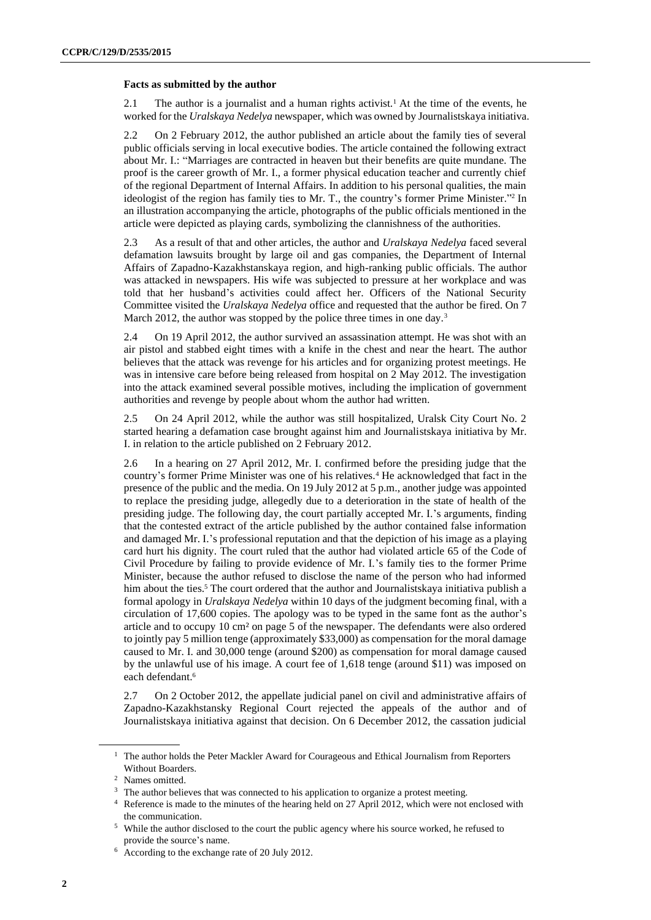### Facts as submitted by the author

2.1 The author is a journalist and a human rights activist.[1] At the time of the events, he worked for the *Uralskaya Nedelya* newspaper, which was owned by Journalistskaya initiativa.

2.2 On 2 February 2012, the author published an article about the family ties of several public officials serving in local executive bodies. The article contained the following extract about Mr. I.: "Marriages are contracted in heaven but their benefits are quite mundane. The proof is the career growth of Mr. I., a former physical education teacher and currently chief of the regional Department of Internal Affairs. In addition to his personal qualities, the main ideologist of the region has family ties to Mr. T., the country's former Prime Minister."[2] In an illustration accompanying the article, photographs of the public officials mentioned in the article were depicted as playing cards, symbolizing the clannishness of the authorities.

2.3 As a result of that and other articles, the author and *Uralskaya Nedelya* faced several defamation lawsuits brought by large oil and gas companies, the Department of Internal Affairs of Zapadno-Kazakhstanskaya region, and high-ranking public officials. The author was attacked in newspapers. His wife was subjected to pressure at her workplace and was told that her husband's activities could affect her. Officers of the National Security Committee visited the *Uralskaya Nedelya* office and requested that the author be fired. On 7 March 2012, the author was stopped by the police three times in one day.[3]

2.4 On 19 April 2012, the author survived an assassination attempt. He was shot with an air pistol and stabbed eight times with a knife in the chest and near the heart. The author believes that the attack was revenge for his articles and for organizing protest meetings. He was in intensive care before being released from hospital on 2 May 2012. The investigation into the attack examined several possible motives, including the implication of government authorities and revenge by people about whom the author had written.

2.5 On 24 April 2012, while the author was still hospitalized, Uralsk City Court No. 2 started hearing a defamation case brought against him and Journalistskaya initiativa by Mr. I. in relation to the article published on 2 February 2012.

2.6 In a hearing on 27 April 2012, Mr. I. confirmed before the presiding judge that the country's former Prime Minister was one of his relatives.[4] He acknowledged that fact in the presence of the public and the media. On 19 July 2012 at 5 p.m., another judge was appointed to replace the presiding judge, allegedly due to a deterioration in the state of health of the presiding judge. The following day, the court partially accepted Mr. I.'s arguments, finding that the contested extract of the article published by the author contained false information and damaged Mr. I.'s professional reputation and that the depiction of his image as a playing card hurt his dignity. The court ruled that the author had violated article 65 of the Code of Civil Procedure by failing to provide evidence of Mr. I.'s family ties to the former Prime Minister, because the author refused to disclose the name of the person who had informed him about the ties.[5] The court ordered that the author and Journalistskaya initiativa publish a formal apology in *Uralskaya Nedelya* within 10 days of the judgment becoming final, with a circulation of 17,600 copies. The apology was to be typed in the same font as the author's article and to occupy 10 cm² on page 5 of the newspaper. The defendants were also ordered to jointly pay 5 million tenge (approximately \$33,000) as compensation for the moral damage caused to Mr. I. and 30,000 tenge (around \$200) as compensation for moral damage caused by the unlawful use of his image. A court fee of 1,618 tenge (around \$11) was imposed on each defendant.[6]

2.7 On 2 October 2012, the appellate judicial panel on civil and administrative affairs of Zapadno-Kazakhstansky Regional Court rejected the appeals of the author and of Journalistskaya initiativa against that decision. On 6 December 2012, the cassation judicial

---

[1] The author holds the Peter Mackler Award for Courageous and Ethical Journalism from Reporters Without Boarders.

[2] Names omitted.

[3] The author believes that was connected to his application to organize a protest meeting.

[4] Reference is made to the minutes of the hearing held on 27 April 2012, which were not enclosed with the communication.

[5] While the author disclosed to the court the public agency where his source worked, he refused to provide the source's name.

[6] According to the exchange rate of 20 July 2012.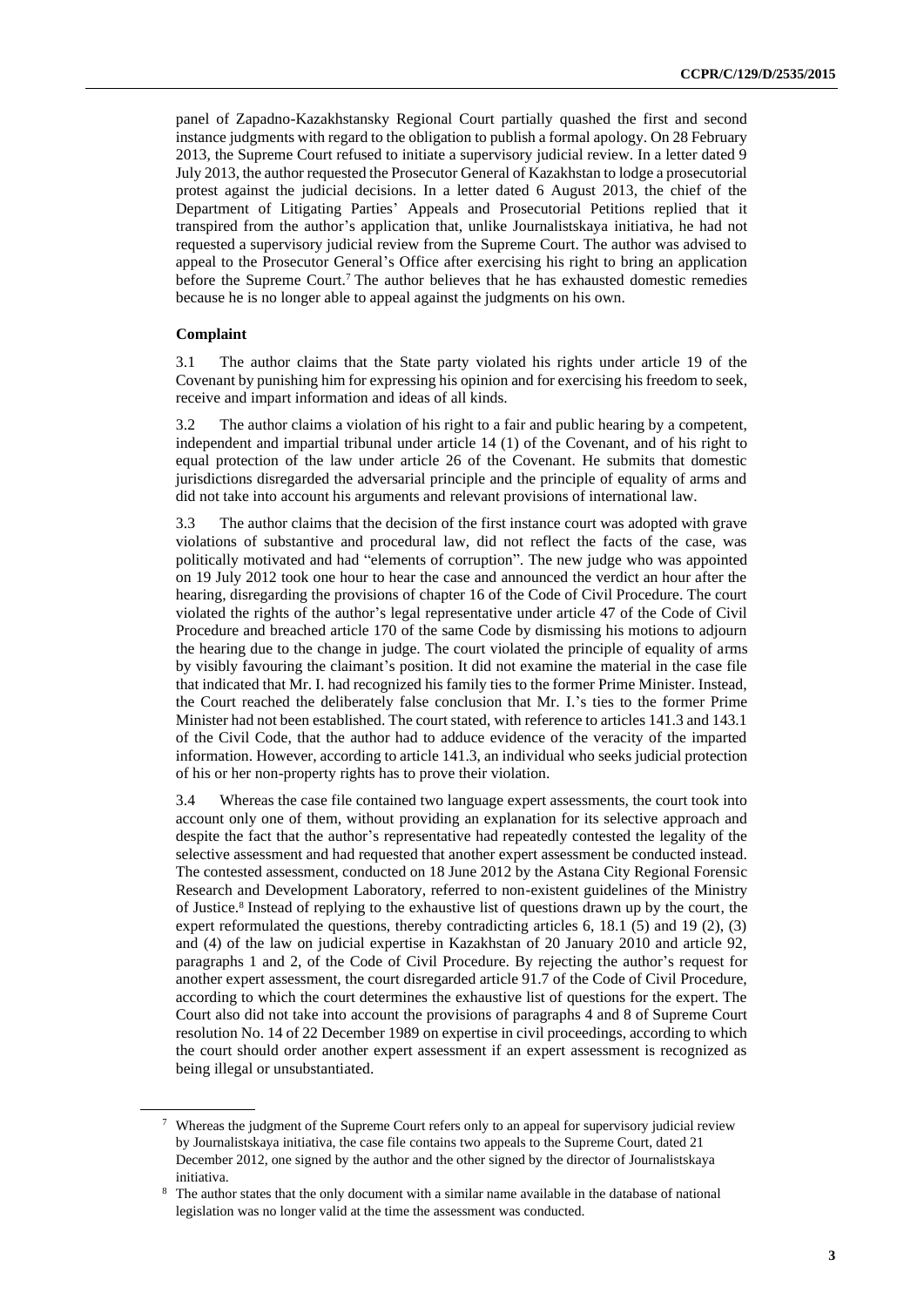panel of Zapadno-Kazakhstansky Regional Court partially quashed the first and second instance judgments with regard to the obligation to publish a formal apology. On 28 February 2013, the Supreme Court refused to initiate a supervisory judicial review. In a letter dated 9 July 2013, the author requested the Prosecutor General of Kazakhstan to lodge a prosecutorial protest against the judicial decisions. In a letter dated 6 August 2013, the chief of the Department of Litigating Parties' Appeals and Prosecutorial Petitions replied that it transpired from the author's application that, unlike Journalistskaya initiativa, he had not requested a supervisory judicial review from the Supreme Court. The author was advised to appeal to the Prosecutor General's Office after exercising his right to bring an application before the Supreme Court.[7] The author believes that he has exhausted domestic remedies because he is no longer able to appeal against the judgments on his own.

### Complaint

3.1 The author claims that the State party violated his rights under article 19 of the Covenant by punishing him for expressing his opinion and for exercising his freedom to seek, receive and impart information and ideas of all kinds.

3.2 The author claims a violation of his right to a fair and public hearing by a competent, independent and impartial tribunal under article 14 (1) of the Covenant, and of his right to equal protection of the law under article 26 of the Covenant. He submits that domestic jurisdictions disregarded the adversarial principle and the principle of equality of arms and did not take into account his arguments and relevant provisions of international law.

3.3 The author claims that the decision of the first instance court was adopted with grave violations of substantive and procedural law, did not reflect the facts of the case, was politically motivated and had "elements of corruption". The new judge who was appointed on 19 July 2012 took one hour to hear the case and announced the verdict an hour after the hearing, disregarding the provisions of chapter 16 of the Code of Civil Procedure. The court violated the rights of the author's legal representative under article 47 of the Code of Civil Procedure and breached article 170 of the same Code by dismissing his motions to adjourn the hearing due to the change in judge. The court violated the principle of equality of arms by visibly favouring the claimant's position. It did not examine the material in the case file that indicated that Mr. I. had recognized his family ties to the former Prime Minister. Instead, the Court reached the deliberately false conclusion that Mr. I.'s ties to the former Prime Minister had not been established. The court stated, with reference to articles 141.3 and 143.1 of the Civil Code, that the author had to adduce evidence of the veracity of the imparted information. However, according to article 141.3, an individual who seeks judicial protection of his or her non-property rights has to prove their violation.

3.4 Whereas the case file contained two language expert assessments, the court took into account only one of them, without providing an explanation for its selective approach and despite the fact that the author's representative had repeatedly contested the legality of the selective assessment and had requested that another expert assessment be conducted instead. The contested assessment, conducted on 18 June 2012 by the Astana City Regional Forensic Research and Development Laboratory, referred to non-existent guidelines of the Ministry of Justice.[8] Instead of replying to the exhaustive list of questions drawn up by the court, the expert reformulated the questions, thereby contradicting articles 6, 18.1 (5) and 19 (2), (3) and (4) of the law on judicial expertise in Kazakhstan of 20 January 2010 and article 92, paragraphs 1 and 2, of the Code of Civil Procedure. By rejecting the author's request for another expert assessment, the court disregarded article 91.7 of the Code of Civil Procedure, according to which the court determines the exhaustive list of questions for the expert. The Court also did not take into account the provisions of paragraphs 4 and 8 of Supreme Court resolution No. 14 of 22 December 1989 on expertise in civil proceedings, according to which the court should order another expert assessment if an expert assessment is recognized as being illegal or unsubstantiated.

[7] Whereas the judgment of the Supreme Court refers only to an appeal for supervisory judicial review by Journalistskaya initiativa, the case file contains two appeals to the Supreme Court, dated 21 December 2012, one signed by the author and the other signed by the director of Journalistskaya initiativa.

[8] The author states that the only document with a similar name available in the database of national legislation was no longer valid at the time the assessment was conducted.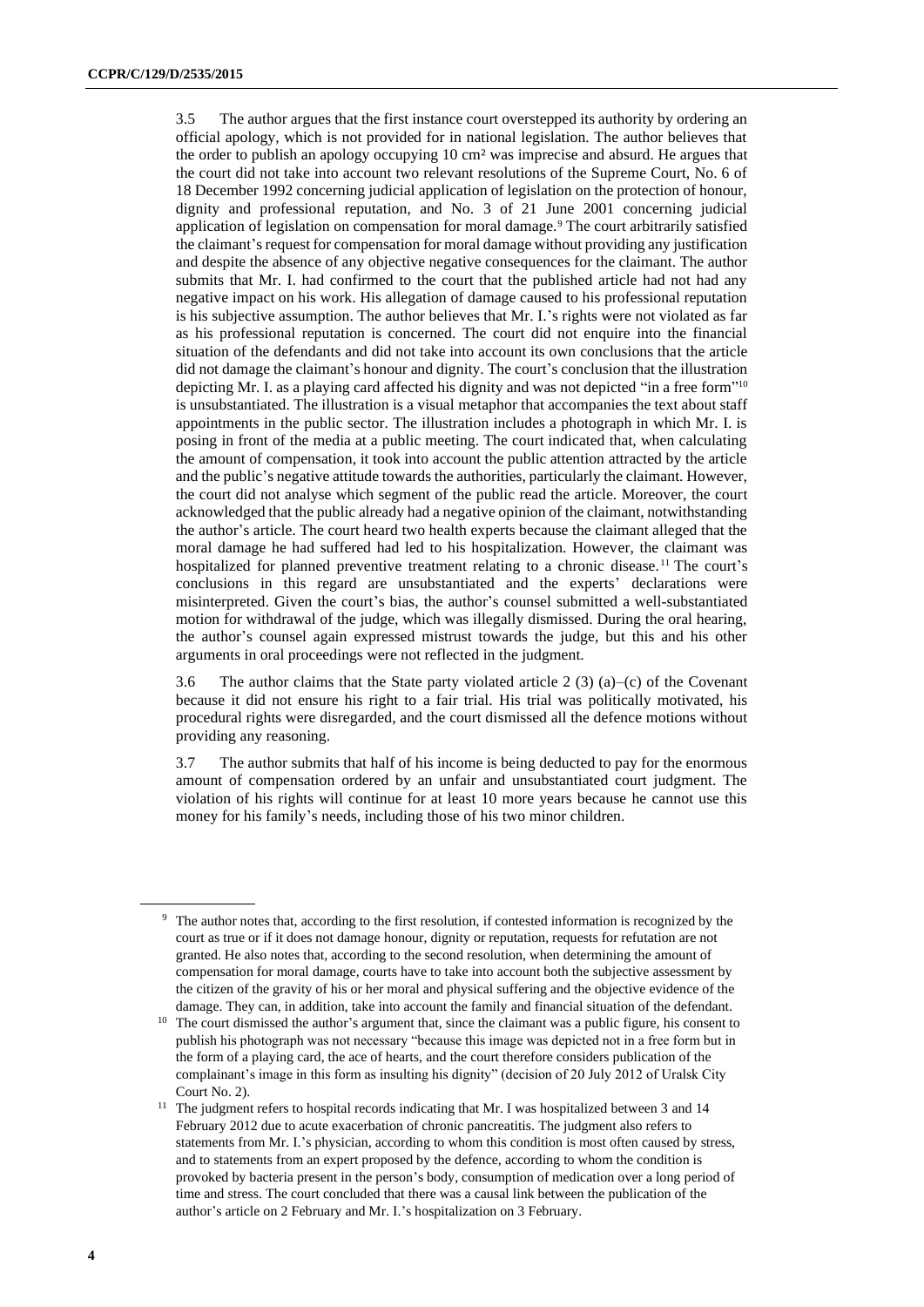3.5 The author argues that the first instance court overstepped its authority by ordering an official apology, which is not provided for in national legislation. The author believes that the order to publish an apology occupying 10 cm² was imprecise and absurd. He argues that the court did not take into account two relevant resolutions of the Supreme Court, No. 6 of 18 December 1992 concerning judicial application of legislation on the protection of honour, dignity and professional reputation, and No. 3 of 21 June 2001 concerning judicial application of legislation on compensation for moral damage.[9] The court arbitrarily satisfied the claimant's request for compensation for moral damage without providing any justification and despite the absence of any objective negative consequences for the claimant. The author submits that Mr. I. had confirmed to the court that the published article had not had any negative impact on his work. His allegation of damage caused to his professional reputation is his subjective assumption. The author believes that Mr. I.'s rights were not violated as far as his professional reputation is concerned. The court did not enquire into the financial situation of the defendants and did not take into account its own conclusions that the article did not damage the claimant's honour and dignity. The court's conclusion that the illustration depicting Mr. I. as a playing card affected his dignity and was not depicted "in a free form"[10] is unsubstantiated. The illustration is a visual metaphor that accompanies the text about staff appointments in the public sector. The illustration includes a photograph in which Mr. I. is posing in front of the media at a public meeting. The court indicated that, when calculating the amount of compensation, it took into account the public attention attracted by the article and the public's negative attitude towards the authorities, particularly the claimant. However, the court did not analyse which segment of the public read the article. Moreover, the court acknowledged that the public already had a negative opinion of the claimant, notwithstanding the author's article. The court heard two health experts because the claimant alleged that the moral damage he had suffered had led to his hospitalization. However, the claimant was hospitalized for planned preventive treatment relating to a chronic disease.[11] The court's conclusions in this regard are unsubstantiated and the experts' declarations were misinterpreted. Given the court's bias, the author's counsel submitted a well-substantiated motion for withdrawal of the judge, which was illegally dismissed. During the oral hearing, the author's counsel again expressed mistrust towards the judge, but this and his other arguments in oral proceedings were not reflected in the judgment.

3.6 The author claims that the State party violated article 2 (3) (a)–(c) of the Covenant because it did not ensure his right to a fair trial. His trial was politically motivated, his procedural rights were disregarded, and the court dismissed all the defence motions without providing any reasoning.

3.7 The author submits that half of his income is being deducted to pay for the enormous amount of compensation ordered by an unfair and unsubstantiated court judgment. The violation of his rights will continue for at least 10 more years because he cannot use this money for his family's needs, including those of his two minor children.

---

[9] The author notes that, according to the first resolution, if contested information is recognized by the court as true or if it does not damage honour, dignity or reputation, requests for refutation are not granted. He also notes that, according to the second resolution, when determining the amount of compensation for moral damage, courts have to take into account both the subjective assessment by the citizen of the gravity of his or her moral and physical suffering and the objective evidence of the damage. They can, in addition, take into account the family and financial situation of the defendant.

[10] The court dismissed the author's argument that, since the claimant was a public figure, his consent to publish his photograph was not necessary "because this image was depicted not in a free form but in the form of a playing card, the ace of hearts, and the court therefore considers publication of the complainant's image in this form as insulting his dignity" (decision of 20 July 2012 of Uralsk City Court No. 2).

[11] The judgment refers to hospital records indicating that Mr. I was hospitalized between 3 and 14 February 2012 due to acute exacerbation of chronic pancreatitis. The judgment also refers to statements from Mr. I.'s physician, according to whom this condition is most often caused by stress, and to statements from an expert proposed by the defence, according to whom the condition is provoked by bacteria present in the person's body, consumption of medication over a long period of time and stress. The court concluded that there was a causal link between the publication of the author's article on 2 February and Mr. I.'s hospitalization on 3 February.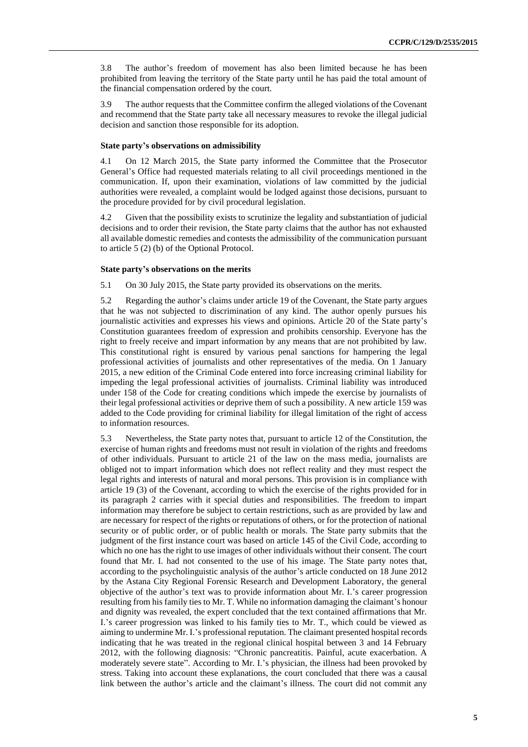3.8 The author's freedom of movement has also been limited because he has been prohibited from leaving the territory of the State party until he has paid the total amount of the financial compensation ordered by the court.

3.9 The author requests that the Committee confirm the alleged violations of the Covenant and recommend that the State party take all necessary measures to revoke the illegal judicial decision and sanction those responsible for its adoption.

### State party's observations on admissibility

4.1 On 12 March 2015, the State party informed the Committee that the Prosecutor General's Office had requested materials relating to all civil proceedings mentioned in the communication. If, upon their examination, violations of law committed by the judicial authorities were revealed, a complaint would be lodged against those decisions, pursuant to the procedure provided for by civil procedural legislation.

4.2 Given that the possibility exists to scrutinize the legality and substantiation of judicial decisions and to order their revision, the State party claims that the author has not exhausted all available domestic remedies and contests the admissibility of the communication pursuant to article 5 (2) (b) of the Optional Protocol.

### State party's observations on the merits

5.1 On 30 July 2015, the State party provided its observations on the merits.

5.2 Regarding the author's claims under article 19 of the Covenant, the State party argues that he was not subjected to discrimination of any kind. The author openly pursues his journalistic activities and expresses his views and opinions. Article 20 of the State party's Constitution guarantees freedom of expression and prohibits censorship. Everyone has the right to freely receive and impart information by any means that are not prohibited by law. This constitutional right is ensured by various penal sanctions for hampering the legal professional activities of journalists and other representatives of the media. On 1 January 2015, a new edition of the Criminal Code entered into force increasing criminal liability for impeding the legal professional activities of journalists. Criminal liability was introduced under 158 of the Code for creating conditions which impede the exercise by journalists of their legal professional activities or deprive them of such a possibility. A new article 159 was added to the Code providing for criminal liability for illegal limitation of the right of access to information resources.

5.3 Nevertheless, the State party notes that, pursuant to article 12 of the Constitution, the exercise of human rights and freedoms must not result in violation of the rights and freedoms of other individuals. Pursuant to article 21 of the law on the mass media, journalists are obliged not to impart information which does not reflect reality and they must respect the legal rights and interests of natural and moral persons. This provision is in compliance with article 19 (3) of the Covenant, according to which the exercise of the rights provided for in its paragraph 2 carries with it special duties and responsibilities. The freedom to impart information may therefore be subject to certain restrictions, such as are provided by law and are necessary for respect of the rights or reputations of others, or for the protection of national security or of public order, or of public health or morals. The State party submits that the judgment of the first instance court was based on article 145 of the Civil Code, according to which no one has the right to use images of other individuals without their consent. The court found that Mr. I. had not consented to the use of his image. The State party notes that, according to the psycholinguistic analysis of the author's article conducted on 18 June 2012 by the Astana City Regional Forensic Research and Development Laboratory, the general objective of the author's text was to provide information about Mr. I.'s career progression resulting from his family ties to Mr. T. While no information damaging the claimant's honour and dignity was revealed, the expert concluded that the text contained affirmations that Mr. I.'s career progression was linked to his family ties to Mr. T., which could be viewed as aiming to undermine Mr. I.'s professional reputation. The claimant presented hospital records indicating that he was treated in the regional clinical hospital between 3 and 14 February 2012, with the following diagnosis: "Chronic pancreatitis. Painful, acute exacerbation. A moderately severe state". According to Mr. I.'s physician, the illness had been provoked by stress. Taking into account these explanations, the court concluded that there was a causal link between the author's article and the claimant's illness. The court did not commit any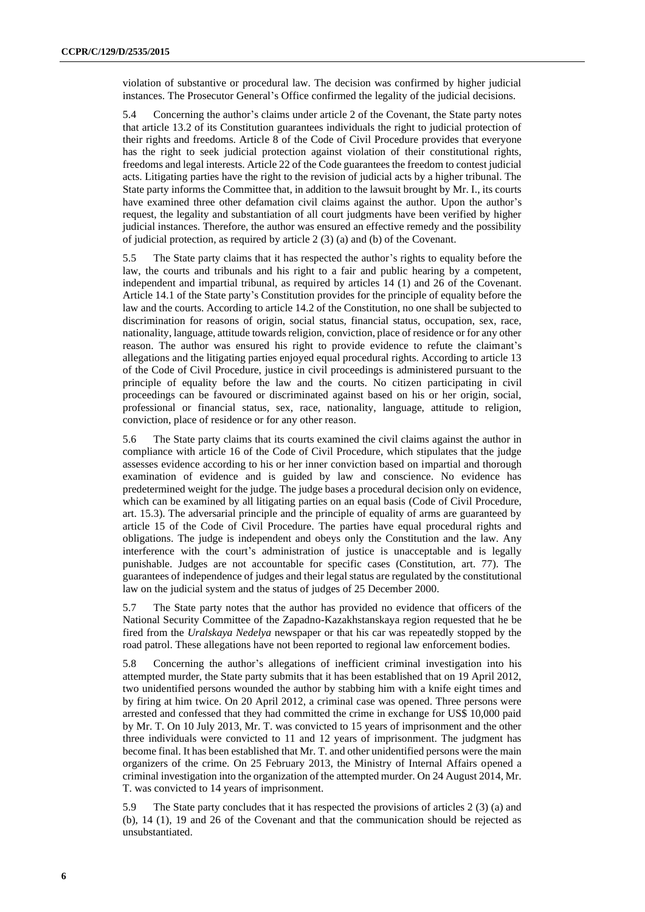violation of substantive or procedural law. The decision was confirmed by higher judicial instances. The Prosecutor General's Office confirmed the legality of the judicial decisions.

5.4 Concerning the author's claims under article 2 of the Covenant, the State party notes that article 13.2 of its Constitution guarantees individuals the right to judicial protection of their rights and freedoms. Article 8 of the Code of Civil Procedure provides that everyone has the right to seek judicial protection against violation of their constitutional rights, freedoms and legal interests. Article 22 of the Code guarantees the freedom to contest judicial acts. Litigating parties have the right to the revision of judicial acts by a higher tribunal. The State party informs the Committee that, in addition to the lawsuit brought by Mr. I., its courts have examined three other defamation civil claims against the author. Upon the author's request, the legality and substantiation of all court judgments have been verified by higher judicial instances. Therefore, the author was ensured an effective remedy and the possibility of judicial protection, as required by article 2 (3) (a) and (b) of the Covenant.

5.5 The State party claims that it has respected the author's rights to equality before the law, the courts and tribunals and his right to a fair and public hearing by a competent, independent and impartial tribunal, as required by articles 14 (1) and 26 of the Covenant. Article 14.1 of the State party's Constitution provides for the principle of equality before the law and the courts. According to article 14.2 of the Constitution, no one shall be subjected to discrimination for reasons of origin, social status, financial status, occupation, sex, race, nationality, language, attitude towards religion, conviction, place of residence or for any other reason. The author was ensured his right to provide evidence to refute the claimant's allegations and the litigating parties enjoyed equal procedural rights. According to article 13 of the Code of Civil Procedure, justice in civil proceedings is administered pursuant to the principle of equality before the law and the courts. No citizen participating in civil proceedings can be favoured or discriminated against based on his or her origin, social, professional or financial status, sex, race, nationality, language, attitude to religion, conviction, place of residence or for any other reason.

5.6 The State party claims that its courts examined the civil claims against the author in compliance with article 16 of the Code of Civil Procedure, which stipulates that the judge assesses evidence according to his or her inner conviction based on impartial and thorough examination of evidence and is guided by law and conscience. No evidence has predetermined weight for the judge. The judge bases a procedural decision only on evidence, which can be examined by all litigating parties on an equal basis (Code of Civil Procedure, art. 15.3). The adversarial principle and the principle of equality of arms are guaranteed by article 15 of the Code of Civil Procedure. The parties have equal procedural rights and obligations. The judge is independent and obeys only the Constitution and the law. Any interference with the court's administration of justice is unacceptable and is legally punishable. Judges are not accountable for specific cases (Constitution, art. 77). The guarantees of independence of judges and their legal status are regulated by the constitutional law on the judicial system and the status of judges of 25 December 2000.

5.7 The State party notes that the author has provided no evidence that officers of the National Security Committee of the Zapadno-Kazakhstanskaya region requested that he be fired from the *Uralskaya Nedelya* newspaper or that his car was repeatedly stopped by the road patrol. These allegations have not been reported to regional law enforcement bodies.

5.8 Concerning the author's allegations of inefficient criminal investigation into his attempted murder, the State party submits that it has been established that on 19 April 2012, two unidentified persons wounded the author by stabbing him with a knife eight times and by firing at him twice. On 20 April 2012, a criminal case was opened. Three persons were arrested and confessed that they had committed the crime in exchange for US$ 10,000 paid by Mr. T. On 10 July 2013, Mr. T. was convicted to 15 years of imprisonment and the other three individuals were convicted to 11 and 12 years of imprisonment. The judgment has become final. It has been established that Mr. T. and other unidentified persons were the main organizers of the crime. On 25 February 2013, the Ministry of Internal Affairs opened a criminal investigation into the organization of the attempted murder. On 24 August 2014, Mr. T. was convicted to 14 years of imprisonment.

5.9 The State party concludes that it has respected the provisions of articles 2 (3) (a) and (b), 14 (1), 19 and 26 of the Covenant and that the communication should be rejected as unsubstantiated.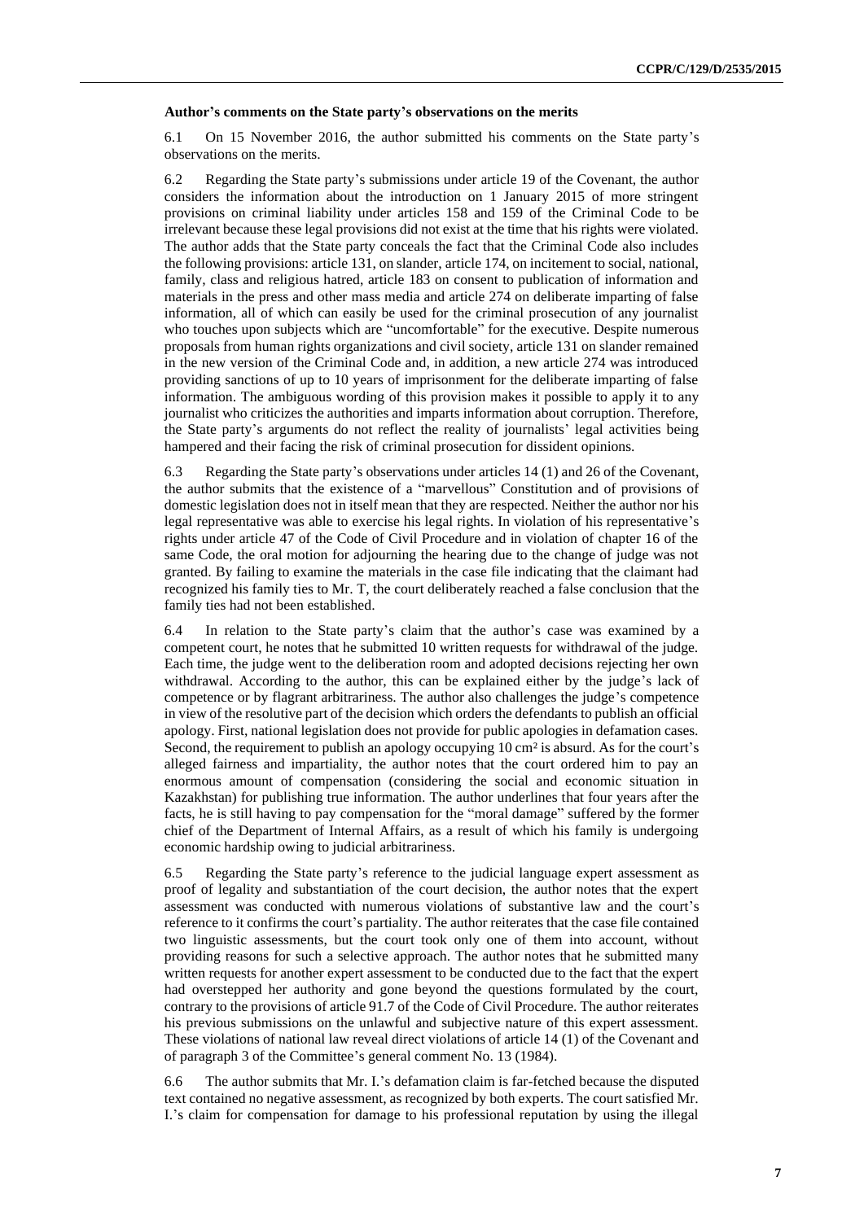**Author's comments on the State party's observations on the merits**

6.1 On 15 November 2016, the author submitted his comments on the State party's observations on the merits.

6.2 Regarding the State party's submissions under article 19 of the Covenant, the author considers the information about the introduction on 1 January 2015 of more stringent provisions on criminal liability under articles 158 and 159 of the Criminal Code to be irrelevant because these legal provisions did not exist at the time that his rights were violated. The author adds that the State party conceals the fact that the Criminal Code also includes the following provisions: article 131, on slander, article 174, on incitement to social, national, family, class and religious hatred, article 183 on consent to publication of information and materials in the press and other mass media and article 274 on deliberate imparting of false information, all of which can easily be used for the criminal prosecution of any journalist who touches upon subjects which are "uncomfortable" for the executive. Despite numerous proposals from human rights organizations and civil society, article 131 on slander remained in the new version of the Criminal Code and, in addition, a new article 274 was introduced providing sanctions of up to 10 years of imprisonment for the deliberate imparting of false information. The ambiguous wording of this provision makes it possible to apply it to any journalist who criticizes the authorities and imparts information about corruption. Therefore, the State party's arguments do not reflect the reality of journalists' legal activities being hampered and their facing the risk of criminal prosecution for dissident opinions.

6.3 Regarding the State party's observations under articles 14 (1) and 26 of the Covenant, the author submits that the existence of a "marvellous" Constitution and of provisions of domestic legislation does not in itself mean that they are respected. Neither the author nor his legal representative was able to exercise his legal rights. In violation of his representative's rights under article 47 of the Code of Civil Procedure and in violation of chapter 16 of the same Code, the oral motion for adjourning the hearing due to the change of judge was not granted. By failing to examine the materials in the case file indicating that the claimant had recognized his family ties to Mr. T, the court deliberately reached a false conclusion that the family ties had not been established.

6.4 In relation to the State party's claim that the author's case was examined by a competent court, he notes that he submitted 10 written requests for withdrawal of the judge. Each time, the judge went to the deliberation room and adopted decisions rejecting her own withdrawal. According to the author, this can be explained either by the judge's lack of competence or by flagrant arbitrariness. The author also challenges the judge's competence in view of the resolutive part of the decision which orders the defendants to publish an official apology. First, national legislation does not provide for public apologies in defamation cases. Second, the requirement to publish an apology occupying 10 cm² is absurd. As for the court's alleged fairness and impartiality, the author notes that the court ordered him to pay an enormous amount of compensation (considering the social and economic situation in Kazakhstan) for publishing true information. The author underlines that four years after the facts, he is still having to pay compensation for the "moral damage" suffered by the former chief of the Department of Internal Affairs, as a result of which his family is undergoing economic hardship owing to judicial arbitrariness.

6.5 Regarding the State party's reference to the judicial language expert assessment as proof of legality and substantiation of the court decision, the author notes that the expert assessment was conducted with numerous violations of substantive law and the court's reference to it confirms the court's partiality. The author reiterates that the case file contained two linguistic assessments, but the court took only one of them into account, without providing reasons for such a selective approach. The author notes that he submitted many written requests for another expert assessment to be conducted due to the fact that the expert had overstepped her authority and gone beyond the questions formulated by the court, contrary to the provisions of article 91.7 of the Code of Civil Procedure. The author reiterates his previous submissions on the unlawful and subjective nature of this expert assessment. These violations of national law reveal direct violations of article 14 (1) of the Covenant and of paragraph 3 of the Committee's general comment No. 13 (1984).

6.6 The author submits that Mr. I.'s defamation claim is far-fetched because the disputed text contained no negative assessment, as recognized by both experts. The court satisfied Mr. I.'s claim for compensation for damage to his professional reputation by using the illegal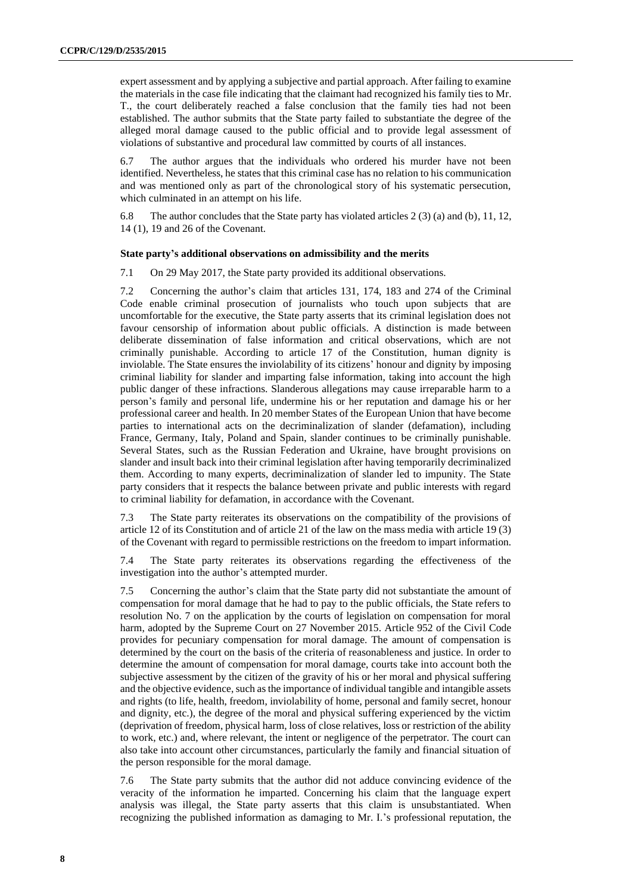expert assessment and by applying a subjective and partial approach. After failing to examine the materials in the case file indicating that the claimant had recognized his family ties to Mr. T., the court deliberately reached a false conclusion that the family ties had not been established. The author submits that the State party failed to substantiate the degree of the alleged moral damage caused to the public official and to provide legal assessment of violations of substantive and procedural law committed by courts of all instances.

6.7 The author argues that the individuals who ordered his murder have not been identified. Nevertheless, he states that this criminal case has no relation to his communication and was mentioned only as part of the chronological story of his systematic persecution, which culminated in an attempt on his life.

6.8 The author concludes that the State party has violated articles 2 (3) (a) and (b), 11, 12, 14 (1), 19 and 26 of the Covenant.

### State party's additional observations on admissibility and the merits

7.1 On 29 May 2017, the State party provided its additional observations.

7.2 Concerning the author's claim that articles 131, 174, 183 and 274 of the Criminal Code enable criminal prosecution of journalists who touch upon subjects that are uncomfortable for the executive, the State party asserts that its criminal legislation does not favour censorship of information about public officials. A distinction is made between deliberate dissemination of false information and critical observations, which are not criminally punishable. According to article 17 of the Constitution, human dignity is inviolable. The State ensures the inviolability of its citizens' honour and dignity by imposing criminal liability for slander and imparting false information, taking into account the high public danger of these infractions. Slanderous allegations may cause irreparable harm to a person's family and personal life, undermine his or her reputation and damage his or her professional career and health. In 20 member States of the European Union that have become parties to international acts on the decriminalization of slander (defamation), including France, Germany, Italy, Poland and Spain, slander continues to be criminally punishable. Several States, such as the Russian Federation and Ukraine, have brought provisions on slander and insult back into their criminal legislation after having temporarily decriminalized them. According to many experts, decriminalization of slander led to impunity. The State party considers that it respects the balance between private and public interests with regard to criminal liability for defamation, in accordance with the Covenant.

7.3 The State party reiterates its observations on the compatibility of the provisions of article 12 of its Constitution and of article 21 of the law on the mass media with article 19 (3) of the Covenant with regard to permissible restrictions on the freedom to impart information.

7.4 The State party reiterates its observations regarding the effectiveness of the investigation into the author's attempted murder.

7.5 Concerning the author's claim that the State party did not substantiate the amount of compensation for moral damage that he had to pay to the public officials, the State refers to resolution No. 7 on the application by the courts of legislation on compensation for moral harm, adopted by the Supreme Court on 27 November 2015. Article 952 of the Civil Code provides for pecuniary compensation for moral damage. The amount of compensation is determined by the court on the basis of the criteria of reasonableness and justice. In order to determine the amount of compensation for moral damage, courts take into account both the subjective assessment by the citizen of the gravity of his or her moral and physical suffering and the objective evidence, such as the importance of individual tangible and intangible assets and rights (to life, health, freedom, inviolability of home, personal and family secret, honour and dignity, etc.), the degree of the moral and physical suffering experienced by the victim (deprivation of freedom, physical harm, loss of close relatives, loss or restriction of the ability to work, etc.) and, where relevant, the intent or negligence of the perpetrator. The court can also take into account other circumstances, particularly the family and financial situation of the person responsible for the moral damage.

7.6 The State party submits that the author did not adduce convincing evidence of the veracity of the information he imparted. Concerning his claim that the language expert analysis was illegal, the State party asserts that this claim is unsubstantiated. When recognizing the published information as damaging to Mr. I.'s professional reputation, the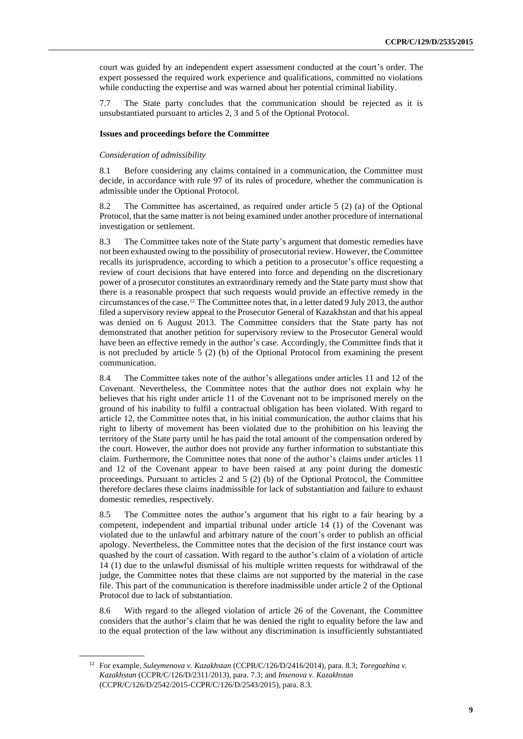court was guided by an independent expert assessment conducted at the court's order. The expert possessed the required work experience and qualifications, committed no violations while conducting the expertise and was warned about her potential criminal liability.

7.7 The State party concludes that the communication should be rejected as it is unsubstantiated pursuant to articles 2, 3 and 5 of the Optional Protocol.

### Issues and proceedings before the Committee

*Consideration of admissibility*

8.1 Before considering any claims contained in a communication, the Committee must decide, in accordance with rule 97 of its rules of procedure, whether the communication is admissible under the Optional Protocol.

8.2 The Committee has ascertained, as required under article 5 (2) (a) of the Optional Protocol, that the same matter is not being examined under another procedure of international investigation or settlement.

8.3 The Committee takes note of the State party's argument that domestic remedies have not been exhausted owing to the possibility of prosecutorial review. However, the Committee recalls its jurisprudence, according to which a petition to a prosecutor's office requesting a review of court decisions that have entered into force and depending on the discretionary power of a prosecutor constitutes an extraordinary remedy and the State party must show that there is a reasonable prospect that such requests would provide an effective remedy in the circumstances of the case.[12] The Committee notes that, in a letter dated 9 July 2013, the author filed a supervisory review appeal to the Prosecutor General of Kazakhstan and that his appeal was denied on 6 August 2013. The Committee considers that the State party has not demonstrated that another petition for supervisory review to the Prosecutor General would have been an effective remedy in the author's case. Accordingly, the Committee finds that it is not precluded by article 5 (2) (b) of the Optional Protocol from examining the present communication.

8.4 The Committee takes note of the author's allegations under articles 11 and 12 of the Covenant. Nevertheless, the Committee notes that the author does not explain why he believes that his right under article 11 of the Covenant not to be imprisoned merely on the ground of his inability to fulfil a contractual obligation has been violated. With regard to article 12, the Committee notes that, in his initial communication, the author claims that his right to liberty of movement has been violated due to the prohibition on his leaving the territory of the State party until he has paid the total amount of the compensation ordered by the court. However, the author does not provide any further information to substantiate this claim. Furthermore, the Committee notes that none of the author's claims under articles 11 and 12 of the Covenant appear to have been raised at any point during the domestic proceedings. Pursuant to articles 2 and 5 (2) (b) of the Optional Protocol, the Committee therefore declares these claims inadmissible for lack of substantiation and failure to exhaust domestic remedies, respectively.

8.5 The Committee notes the author's argument that his right to a fair hearing by a competent, independent and impartial tribunal under article 14 (1) of the Covenant was violated due to the unlawful and arbitrary nature of the court's order to publish an official apology. Nevertheless, the Committee notes that the decision of the first instance court was quashed by the court of cassation. With regard to the author's claim of a violation of article 14 (1) due to the unlawful dismissal of his multiple written requests for withdrawal of the judge, the Committee notes that these claims are not supported by the material in the case file. This part of the communication is therefore inadmissible under article 2 of the Optional Protocol due to lack of substantiation.

8.6 With regard to the alleged violation of article 26 of the Covenant, the Committee considers that the author's claim that he was denied the right to equality before the law and to the equal protection of the law without any discrimination is insufficiently substantiated

---

[12] For example, *Suleymenova v. Kazakhstan* (CCPR/C/126/D/2416/2014), para. 8.3; *Toregozhina v. Kazakhstan* (CCPR/C/126/D/2311/2013), para. 7.3; and *Insenova v. Kazakhstan* (CCPR/C/126/D/2542/2015-CCPR/C/126/D/2543/2015), para. 8.3.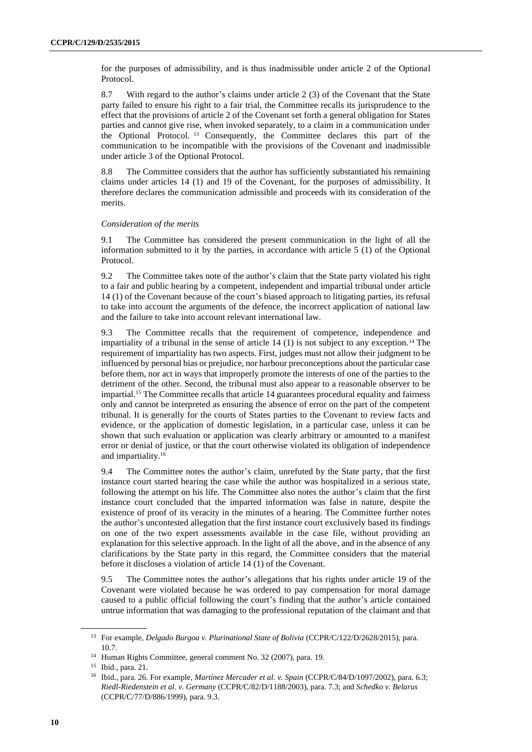for the purposes of admissibility, and is thus inadmissible under article 2 of the Optional Protocol.

8.7 With regard to the author's claims under article 2 (3) of the Covenant that the State party failed to ensure his right to a fair trial, the Committee recalls its jurisprudence to the effect that the provisions of article 2 of the Covenant set forth a general obligation for States parties and cannot give rise, when invoked separately, to a claim in a communication under the Optional Protocol.[13] Consequently, the Committee declares this part of the communication to be incompatible with the provisions of the Covenant and inadmissible under article 3 of the Optional Protocol.

8.8 The Committee considers that the author has sufficiently substantiated his remaining claims under articles 14 (1) and 19 of the Covenant, for the purposes of admissibility. It therefore declares the communication admissible and proceeds with its consideration of the merits.

*Consideration of the merits*

9.1 The Committee has considered the present communication in the light of all the information submitted to it by the parties, in accordance with article 5 (1) of the Optional Protocol.

9.2 The Committee takes note of the author's claim that the State party violated his right to a fair and public hearing by a competent, independent and impartial tribunal under article 14 (1) of the Covenant because of the court's biased approach to litigating parties, its refusal to take into account the arguments of the defence, the incorrect application of national law and the failure to take into account relevant international law.

9.3 The Committee recalls that the requirement of competence, independence and impartiality of a tribunal in the sense of article 14 (1) is not subject to any exception.[14] The requirement of impartiality has two aspects. First, judges must not allow their judgment to be influenced by personal bias or prejudice, nor harbour preconceptions about the particular case before them, nor act in ways that improperly promote the interests of one of the parties to the detriment of the other. Second, the tribunal must also appear to a reasonable observer to be impartial.[15] The Committee recalls that article 14 guarantees procedural equality and fairness only and cannot be interpreted as ensuring the absence of error on the part of the competent tribunal. It is generally for the courts of States parties to the Covenant to review facts and evidence, or the application of domestic legislation, in a particular case, unless it can be shown that such evaluation or application was clearly arbitrary or amounted to a manifest error or denial of justice, or that the court otherwise violated its obligation of independence and impartiality.[16]

9.4 The Committee notes the author's claim, unrefuted by the State party, that the first instance court started hearing the case while the author was hospitalized in a serious state, following the attempt on his life. The Committee also notes the author's claim that the first instance court concluded that the imparted information was false in nature, despite the existence of proof of its veracity in the minutes of a hearing. The Committee further notes the author's uncontested allegation that the first instance court exclusively based its findings on one of the two expert assessments available in the case file, without providing an explanation for this selective approach. In the light of all the above, and in the absence of any clarifications by the State party in this regard, the Committee considers that the material before it discloses a violation of article 14 (1) of the Covenant.

9.5 The Committee notes the author's allegations that his rights under article 19 of the Covenant were violated because he was ordered to pay compensation for moral damage caused to a public official following the court's finding that the author's article contained untrue information that was damaging to the professional reputation of the claimant and that

---

[13] For example, *Delgado Burgoa v. Plurinational State of Bolivia* (CCPR/C/122/D/2628/2015), para. 10.7.

[14] Human Rights Committee, general comment No. 32 (2007), para. 19.

[15] Ibid., para. 21.

[16] Ibid., para. 26. For example, *Martínez Mercader et al. v. Spain* (CCPR/C/84/D/1097/2002), para. 6.3; *Riedl-Riedenstein et al. v. Germany* (CCPR/C/82/D/1188/2003), para. 7.3; and *Schedko v. Belarus* (CCPR/C/77/D/886/1999), para. 9.3.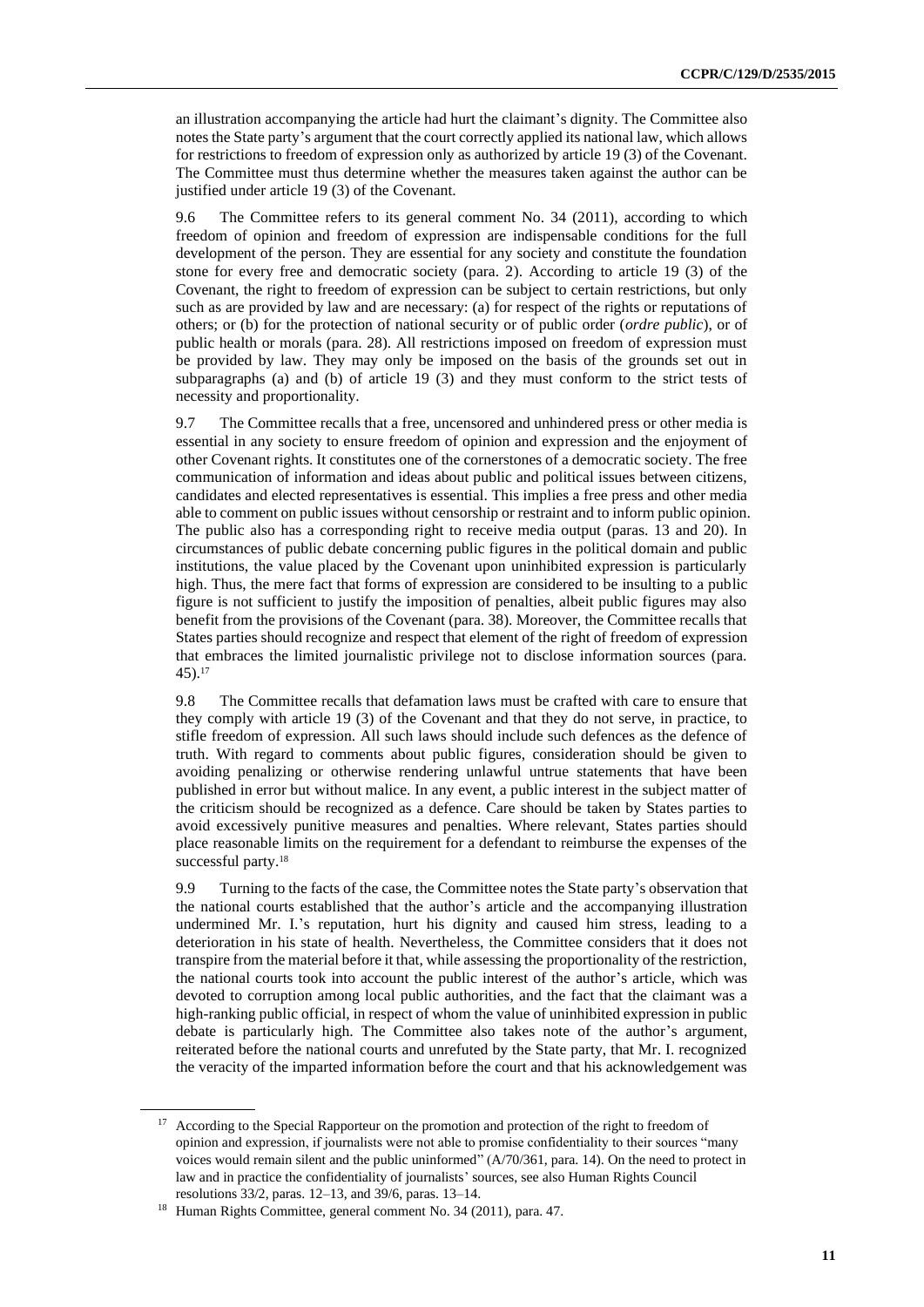an illustration accompanying the article had hurt the claimant's dignity. The Committee also notes the State party's argument that the court correctly applied its national law, which allows for restrictions to freedom of expression only as authorized by article 19 (3) of the Covenant. The Committee must thus determine whether the measures taken against the author can be justified under article 19 (3) of the Covenant.

9.6 The Committee refers to its general comment No. 34 (2011), according to which freedom of opinion and freedom of expression are indispensable conditions for the full development of the person. They are essential for any society and constitute the foundation stone for every free and democratic society (para. 2). According to article 19 (3) of the Covenant, the right to freedom of expression can be subject to certain restrictions, but only such as are provided by law and are necessary: (a) for respect of the rights or reputations of others; or (b) for the protection of national security or of public order (*ordre public*), or of public health or morals (para. 28). All restrictions imposed on freedom of expression must be provided by law. They may only be imposed on the basis of the grounds set out in subparagraphs (a) and (b) of article 19 (3) and they must conform to the strict tests of necessity and proportionality.

9.7 The Committee recalls that a free, uncensored and unhindered press or other media is essential in any society to ensure freedom of opinion and expression and the enjoyment of other Covenant rights. It constitutes one of the cornerstones of a democratic society. The free communication of information and ideas about public and political issues between citizens, candidates and elected representatives is essential. This implies a free press and other media able to comment on public issues without censorship or restraint and to inform public opinion. The public also has a corresponding right to receive media output (paras. 13 and 20). In circumstances of public debate concerning public figures in the political domain and public institutions, the value placed by the Covenant upon uninhibited expression is particularly high. Thus, the mere fact that forms of expression are considered to be insulting to a public figure is not sufficient to justify the imposition of penalties, albeit public figures may also benefit from the provisions of the Covenant (para. 38). Moreover, the Committee recalls that States parties should recognize and respect that element of the right of freedom of expression that embraces the limited journalistic privilege not to disclose information sources (para. 45).[17]

9.8 The Committee recalls that defamation laws must be crafted with care to ensure that they comply with article 19 (3) of the Covenant and that they do not serve, in practice, to stifle freedom of expression. All such laws should include such defences as the defence of truth. With regard to comments about public figures, consideration should be given to avoiding penalizing or otherwise rendering unlawful untrue statements that have been published in error but without malice. In any event, a public interest in the subject matter of the criticism should be recognized as a defence. Care should be taken by States parties to avoid excessively punitive measures and penalties. Where relevant, States parties should place reasonable limits on the requirement for a defendant to reimburse the expenses of the successful party.[18]

9.9 Turning to the facts of the case, the Committee notes the State party's observation that the national courts established that the author's article and the accompanying illustration undermined Mr. I.'s reputation, hurt his dignity and caused him stress, leading to a deterioration in his state of health. Nevertheless, the Committee considers that it does not transpire from the material before it that, while assessing the proportionality of the restriction, the national courts took into account the public interest of the author's article, which was devoted to corruption among local public authorities, and the fact that the claimant was a high-ranking public official, in respect of whom the value of uninhibited expression in public debate is particularly high. The Committee also takes note of the author's argument, reiterated before the national courts and unrefuted by the State party, that Mr. I. recognized the veracity of the imparted information before the court and that his acknowledgement was

[17] According to the Special Rapporteur on the promotion and protection of the right to freedom of opinion and expression, if journalists were not able to promise confidentiality to their sources "many voices would remain silent and the public uninformed" (A/70/361, para. 14). On the need to protect in law and in practice the confidentiality of journalists' sources, see also Human Rights Council resolutions 33/2, paras. 12–13, and 39/6, paras. 13–14.

[18] Human Rights Committee, general comment No. 34 (2011), para. 47.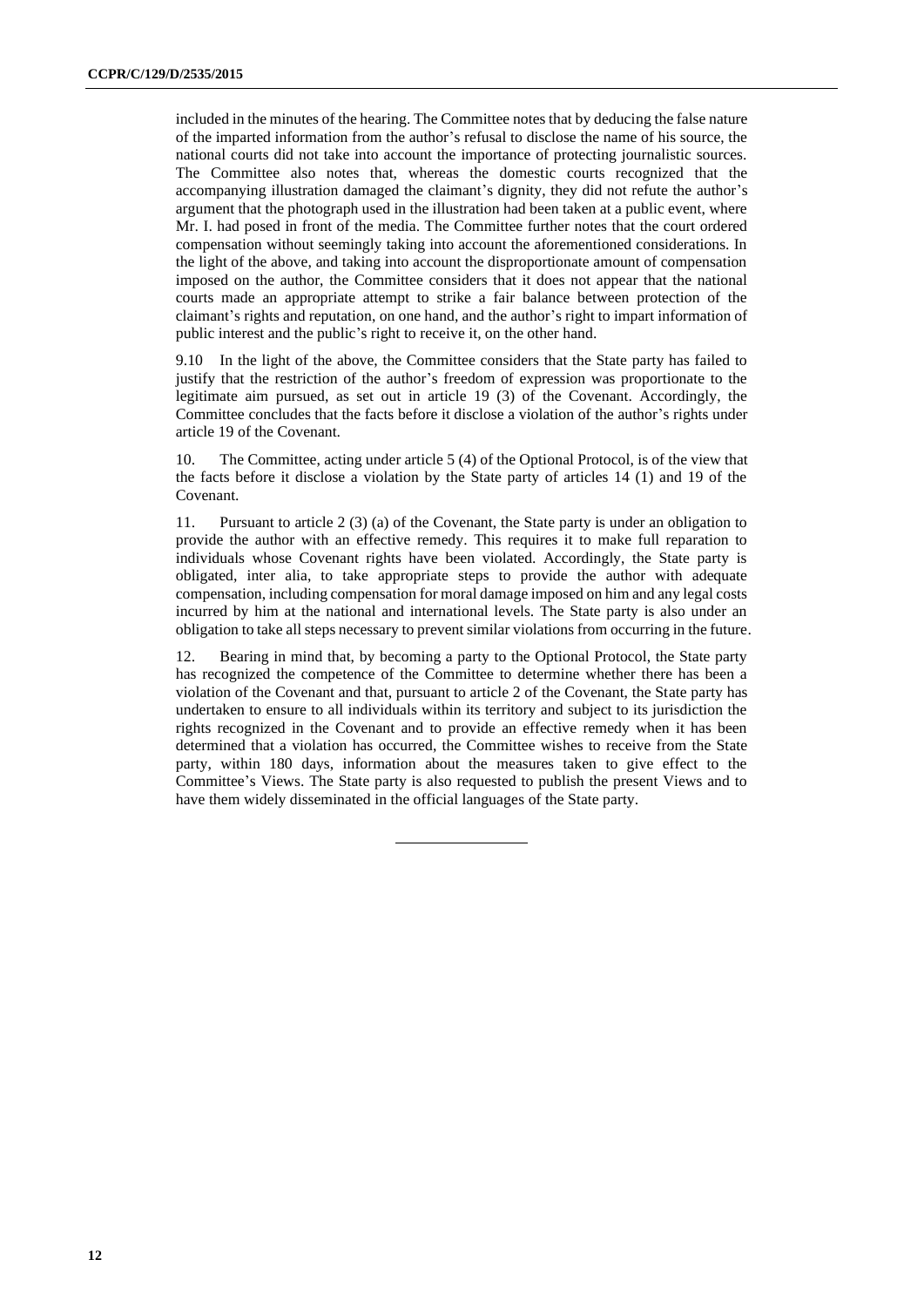included in the minutes of the hearing. The Committee notes that by deducing the false nature of the imparted information from the author's refusal to disclose the name of his source, the national courts did not take into account the importance of protecting journalistic sources. The Committee also notes that, whereas the domestic courts recognized that the accompanying illustration damaged the claimant's dignity, they did not refute the author's argument that the photograph used in the illustration had been taken at a public event, where Mr. I. had posed in front of the media. The Committee further notes that the court ordered compensation without seemingly taking into account the aforementioned considerations. In the light of the above, and taking into account the disproportionate amount of compensation imposed on the author, the Committee considers that it does not appear that the national courts made an appropriate attempt to strike a fair balance between protection of the claimant's rights and reputation, on one hand, and the author's right to impart information of public interest and the public's right to receive it, on the other hand.

9.10 In the light of the above, the Committee considers that the State party has failed to justify that the restriction of the author's freedom of expression was proportionate to the legitimate aim pursued, as set out in article 19 (3) of the Covenant. Accordingly, the Committee concludes that the facts before it disclose a violation of the author's rights under article 19 of the Covenant.

10. The Committee, acting under article 5 (4) of the Optional Protocol, is of the view that the facts before it disclose a violation by the State party of articles 14 (1) and 19 of the Covenant.

11. Pursuant to article 2 (3) (a) of the Covenant, the State party is under an obligation to provide the author with an effective remedy. This requires it to make full reparation to individuals whose Covenant rights have been violated. Accordingly, the State party is obligated, inter alia, to take appropriate steps to provide the author with adequate compensation, including compensation for moral damage imposed on him and any legal costs incurred by him at the national and international levels. The State party is also under an obligation to take all steps necessary to prevent similar violations from occurring in the future.

12. Bearing in mind that, by becoming a party to the Optional Protocol, the State party has recognized the competence of the Committee to determine whether there has been a violation of the Covenant and that, pursuant to article 2 of the Covenant, the State party has undertaken to ensure to all individuals within its territory and subject to its jurisdiction the rights recognized in the Covenant and to provide an effective remedy when it has been determined that a violation has occurred, the Committee wishes to receive from the State party, within 180 days, information about the measures taken to give effect to the Committee's Views. The State party is also requested to publish the present Views and to have them widely disseminated in the official languages of the State party.